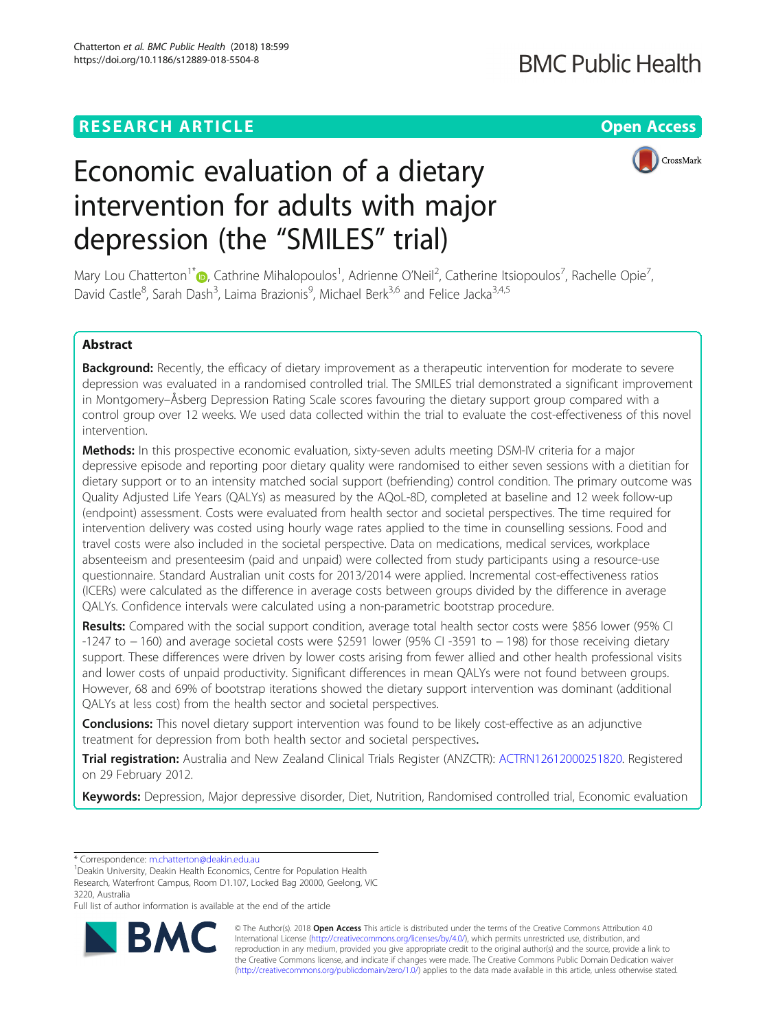RESEARCH ARTICLE

Open Access

# Economic evaluation of a dietary intervention for adults with major depression (the "SMILES" trial)

Mary Lou Chatterton[1*], Cathrine Mihalopoulos[1], Adrienne O'Neil[2], Catherine Itsiopoulos[7], Rachelle Opie[7], David Castle[8], Sarah Dash[3], Laima Brazionis[9], Michael Berk[3,6] and Felice Jacka[3,4,5]

## Abstract

**Background:** Recently, the efficacy of dietary improvement as a therapeutic intervention for moderate to severe depression was evaluated in a randomised controlled trial. The SMILES trial demonstrated a significant improvement in Montgomery–Åsberg Depression Rating Scale scores favouring the dietary support group compared with a control group over 12 weeks. We used data collected within the trial to evaluate the cost-effectiveness of this novel intervention.

**Methods:** In this prospective economic evaluation, sixty-seven adults meeting DSM-IV criteria for a major depressive episode and reporting poor dietary quality were randomised to either seven sessions with a dietitian for dietary support or to an intensity matched social support (befriending) control condition. The primary outcome was Quality Adjusted Life Years (QALYs) as measured by the AQoL-8D, completed at baseline and 12 week follow-up (endpoint) assessment. Costs were evaluated from health sector and societal perspectives. The time required for intervention delivery was costed using hourly wage rates applied to the time in counselling sessions. Food and travel costs were also included in the societal perspective. Data on medications, medical services, workplace absenteeism and presenteesim (paid and unpaid) were collected from study participants using a resource-use questionnaire. Standard Australian unit costs for 2013/2014 were applied. Incremental cost-effectiveness ratios (ICERs) were calculated as the difference in average costs between groups divided by the difference in average QALYs. Confidence intervals were calculated using a non-parametric bootstrap procedure.

**Results:** Compared with the social support condition, average total health sector costs were $856 lower (95% CI -1247 to − 160) and average societal costs were $2591 lower (95% CI -3591 to − 198) for those receiving dietary support. These differences were driven by lower costs arising from fewer allied and other health professional visits and lower costs of unpaid productivity. Significant differences in mean QALYs were not found between groups. However, 68 and 69% of bootstrap iterations showed the dietary support intervention was dominant (additional QALYs at less cost) from the health sector and societal perspectives.

**Conclusions:** This novel dietary support intervention was found to be likely cost-effective as an adjunctive treatment for depression from both health sector and societal perspectives.

**Trial registration:** Australia and New Zealand Clinical Trials Register (ANZCTR): ACTRN12612000251820. Registered on 29 February 2012.

**Keywords:** Depression, Major depressive disorder, Diet, Nutrition, Randomised controlled trial, Economic evaluation

---

\* Correspondence: m.chatterton@deakin.edu.au

[1]Deakin University, Deakin Health Economics, Centre for Population Health Research, Waterfront Campus, Room D1.107, Locked Bag 20000, Geelong, VIC 3220, Australia

Full list of author information is available at the end of the article

© The Author(s). 2018 **Open Access** This article is distributed under the terms of the Creative Commons Attribution 4.0 International License (http://creativecommons.org/licenses/by/4.0/), which permits unrestricted use, distribution, and reproduction in any medium, provided you give appropriate credit to the original author(s) and the source, provide a link to the Creative Commons license, and indicate if changes were made. The Creative Commons Public Domain Dedication waiver (http://creativecommons.org/publicdomain/zero/1.0/) applies to the data made available in this article, unless otherwise stated.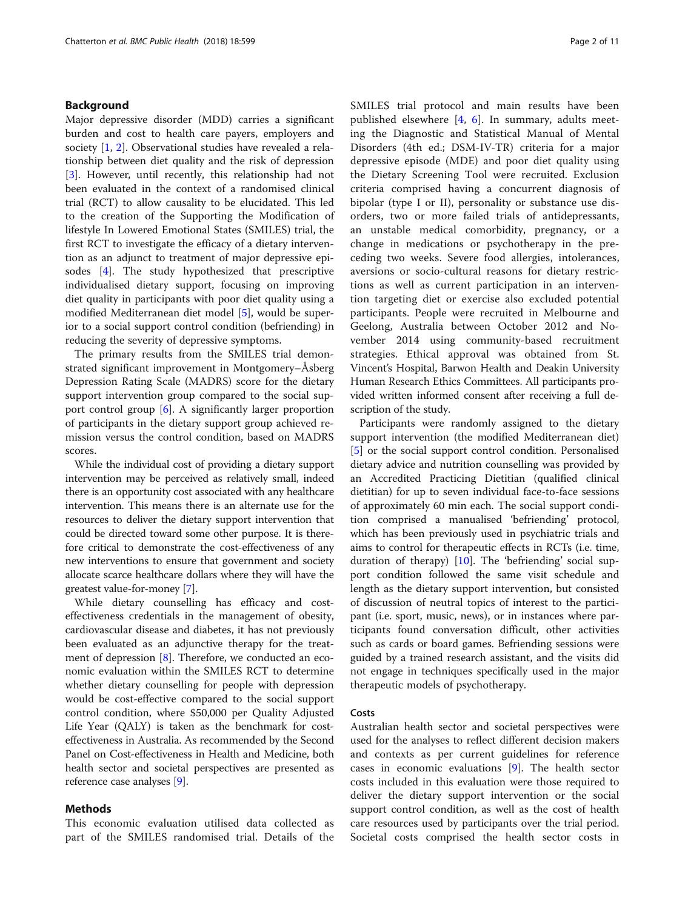## Background

Major depressive disorder (MDD) carries a significant burden and cost to health care payers, employers and society [1, 2]. Observational studies have revealed a relationship between diet quality and the risk of depression [3]. However, until recently, this relationship had not been evaluated in the context of a randomised clinical trial (RCT) to allow causality to be elucidated. This led to the creation of the Supporting the Modification of lifestyle In Lowered Emotional States (SMILES) trial, the first RCT to investigate the efficacy of a dietary intervention as an adjunct to treatment of major depressive episodes [4]. The study hypothesized that prescriptive individualised dietary support, focusing on improving diet quality in participants with poor diet quality using a modified Mediterranean diet model [5], would be superior to a social support control condition (befriending) in reducing the severity of depressive symptoms.

The primary results from the SMILES trial demonstrated significant improvement in Montgomery–Åsberg Depression Rating Scale (MADRS) score for the dietary support intervention group compared to the social support control group [6]. A significantly larger proportion of participants in the dietary support group achieved remission versus the control condition, based on MADRS scores.

While the individual cost of providing a dietary support intervention may be perceived as relatively small, indeed there is an opportunity cost associated with any healthcare intervention. This means there is an alternate use for the resources to deliver the dietary support intervention that could be directed toward some other purpose. It is therefore critical to demonstrate the cost-effectiveness of any new interventions to ensure that government and society allocate scarce healthcare dollars where they will have the greatest value-for-money [7].

While dietary counselling has efficacy and cost-effectiveness credentials in the management of obesity, cardiovascular disease and diabetes, it has not previously been evaluated as an adjunctive therapy for the treatment of depression [8]. Therefore, we conducted an economic evaluation within the SMILES RCT to determine whether dietary counselling for people with depression would be cost-effective compared to the social support control condition, where $50,000 per Quality Adjusted Life Year (QALY) is taken as the benchmark for cost-effectiveness in Australia. As recommended by the Second Panel on Cost-effectiveness in Health and Medicine, both health sector and societal perspectives are presented as reference case analyses [9].

## Methods

This economic evaluation utilised data collected as part of the SMILES randomised trial. Details of the SMILES trial protocol and main results have been published elsewhere [4, 6]. In summary, adults meeting the Diagnostic and Statistical Manual of Mental Disorders (4th ed.; DSM-IV-TR) criteria for a major depressive episode (MDE) and poor diet quality using the Dietary Screening Tool were recruited. Exclusion criteria comprised having a concurrent diagnosis of bipolar (type I or II), personality or substance use disorders, two or more failed trials of antidepressants, an unstable medical comorbidity, pregnancy, or a change in medications or psychotherapy in the preceding two weeks. Severe food allergies, intolerances, aversions or socio-cultural reasons for dietary restrictions as well as current participation in an intervention targeting diet or exercise also excluded potential participants. People were recruited in Melbourne and Geelong, Australia between October 2012 and November 2014 using community-based recruitment strategies. Ethical approval was obtained from St. Vincent's Hospital, Barwon Health and Deakin University Human Research Ethics Committees. All participants provided written informed consent after receiving a full description of the study.

Participants were randomly assigned to the dietary support intervention (the modified Mediterranean diet) [5] or the social support control condition. Personalised dietary advice and nutrition counselling was provided by an Accredited Practicing Dietitian (qualified clinical dietitian) for up to seven individual face-to-face sessions of approximately 60 min each. The social support condition comprised a manualised 'befriending' protocol, which has been previously used in psychiatric trials and aims to control for therapeutic effects in RCTs (i.e. time, duration of therapy) [10]. The 'befriending' social support condition followed the same visit schedule and length as the dietary support intervention, but consisted of discussion of neutral topics of interest to the participant (i.e. sport, music, news), or in instances where participants found conversation difficult, other activities such as cards or board games. Befriending sessions were guided by a trained research assistant, and the visits did not engage in techniques specifically used in the major therapeutic models of psychotherapy.

### Costs

Australian health sector and societal perspectives were used for the analyses to reflect different decision makers and contexts as per current guidelines for reference cases in economic evaluations [9]. The health sector costs included in this evaluation were those required to deliver the dietary support intervention or the social support control condition, as well as the cost of health care resources used by participants over the trial period. Societal costs comprised the health sector costs in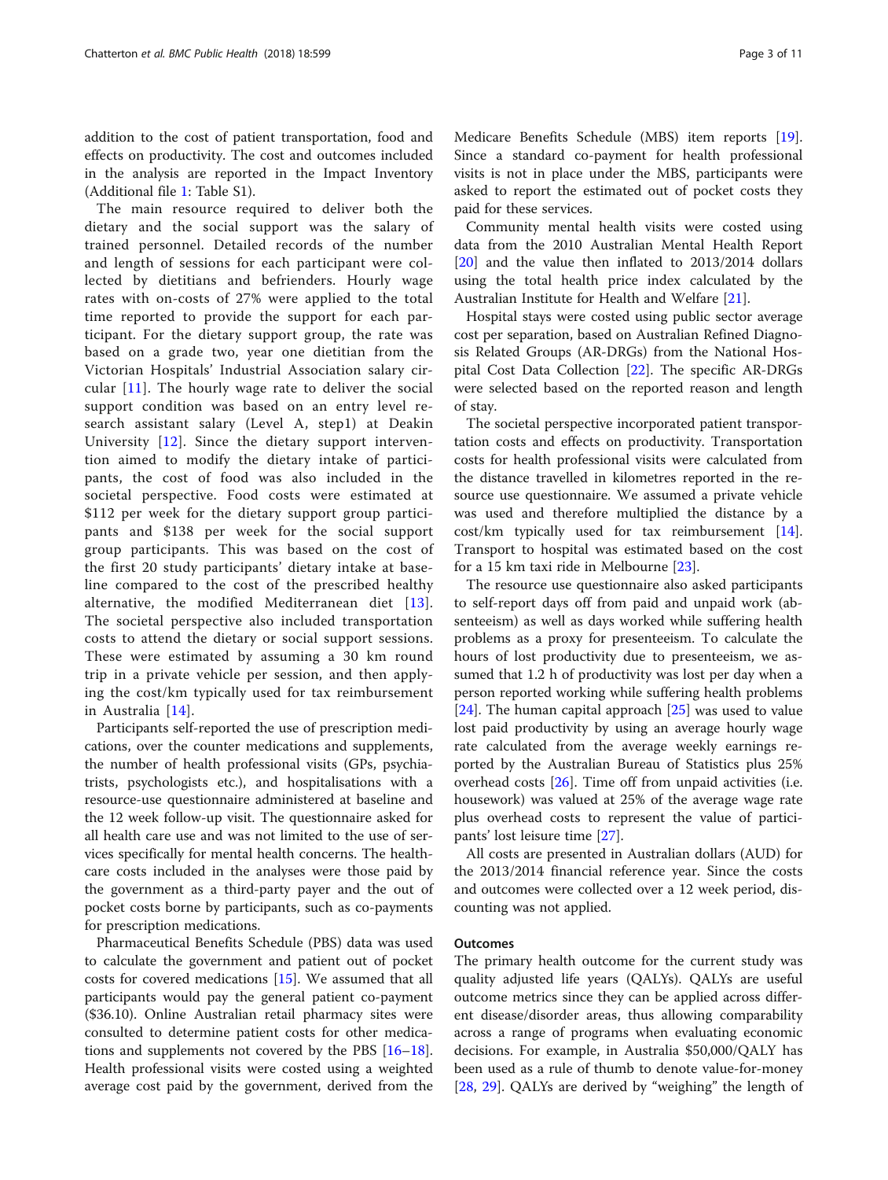addition to the cost of patient transportation, food and effects on productivity. The cost and outcomes included in the analysis are reported in the Impact Inventory (Additional file 1: Table S1).

The main resource required to deliver both the dietary and the social support was the salary of trained personnel. Detailed records of the number and length of sessions for each participant were collected by dietitians and befrienders. Hourly wage rates with on-costs of 27% were applied to the total time reported to provide the support for each participant. For the dietary support group, the rate was based on a grade two, year one dietitian from the Victorian Hospitals' Industrial Association salary circular [11]. The hourly wage rate to deliver the social support condition was based on an entry level research assistant salary (Level A, step1) at Deakin University [12]. Since the dietary support intervention aimed to modify the dietary intake of participants, the cost of food was also included in the societal perspective. Food costs were estimated at $112 per week for the dietary support group participants and $138 per week for the social support group participants. This was based on the cost of the first 20 study participants' dietary intake at baseline compared to the cost of the prescribed healthy alternative, the modified Mediterranean diet [13]. The societal perspective also included transportation costs to attend the dietary or social support sessions. These were estimated by assuming a 30 km round trip in a private vehicle per session, and then applying the cost/km typically used for tax reimbursement in Australia [14].

Participants self-reported the use of prescription medications, over the counter medications and supplements, the number of health professional visits (GPs, psychiatrists, psychologists etc.), and hospitalisations with a resource-use questionnaire administered at baseline and the 12 week follow-up visit. The questionnaire asked for all health care use and was not limited to the use of services specifically for mental health concerns. The healthcare costs included in the analyses were those paid by the government as a third-party payer and the out of pocket costs borne by participants, such as co-payments for prescription medications.

Pharmaceutical Benefits Schedule (PBS) data was used to calculate the government and patient out of pocket costs for covered medications [15]. We assumed that all participants would pay the general patient co-payment ($36.10). Online Australian retail pharmacy sites were consulted to determine patient costs for other medications and supplements not covered by the PBS [16–18]. Health professional visits were costed using a weighted average cost paid by the government, derived from the Medicare Benefits Schedule (MBS) item reports [19]. Since a standard co-payment for health professional visits is not in place under the MBS, participants were asked to report the estimated out of pocket costs they paid for these services.

Community mental health visits were costed using data from the 2010 Australian Mental Health Report [20] and the value then inflated to 2013/2014 dollars using the total health price index calculated by the Australian Institute for Health and Welfare [21].

Hospital stays were costed using public sector average cost per separation, based on Australian Refined Diagnosis Related Groups (AR-DRGs) from the National Hospital Cost Data Collection [22]. The specific AR-DRGs were selected based on the reported reason and length of stay.

The societal perspective incorporated patient transportation costs and effects on productivity. Transportation costs for health professional visits were calculated from the distance travelled in kilometres reported in the resource use questionnaire. We assumed a private vehicle was used and therefore multiplied the distance by a cost/km typically used for tax reimbursement [14]. Transport to hospital was estimated based on the cost for a 15 km taxi ride in Melbourne [23].

The resource use questionnaire also asked participants to self-report days off from paid and unpaid work (absenteeism) as well as days worked while suffering health problems as a proxy for presenteeism. To calculate the hours of lost productivity due to presenteeism, we assumed that 1.2 h of productivity was lost per day when a person reported working while suffering health problems [24]. The human capital approach [25] was used to value lost paid productivity by using an average hourly wage rate calculated from the average weekly earnings reported by the Australian Bureau of Statistics plus 25% overhead costs [26]. Time off from unpaid activities (i.e. housework) was valued at 25% of the average wage rate plus overhead costs to represent the value of participants' lost leisure time [27].

All costs are presented in Australian dollars (AUD) for the 2013/2014 financial reference year. Since the costs and outcomes were collected over a 12 week period, discounting was not applied.

### Outcomes

The primary health outcome for the current study was quality adjusted life years (QALYs). QALYs are useful outcome metrics since they can be applied across different disease/disorder areas, thus allowing comparability across a range of programs when evaluating economic decisions. For example, in Australia $50,000/QALY has been used as a rule of thumb to denote value-for-money [28, 29]. QALYs are derived by "weighing" the length of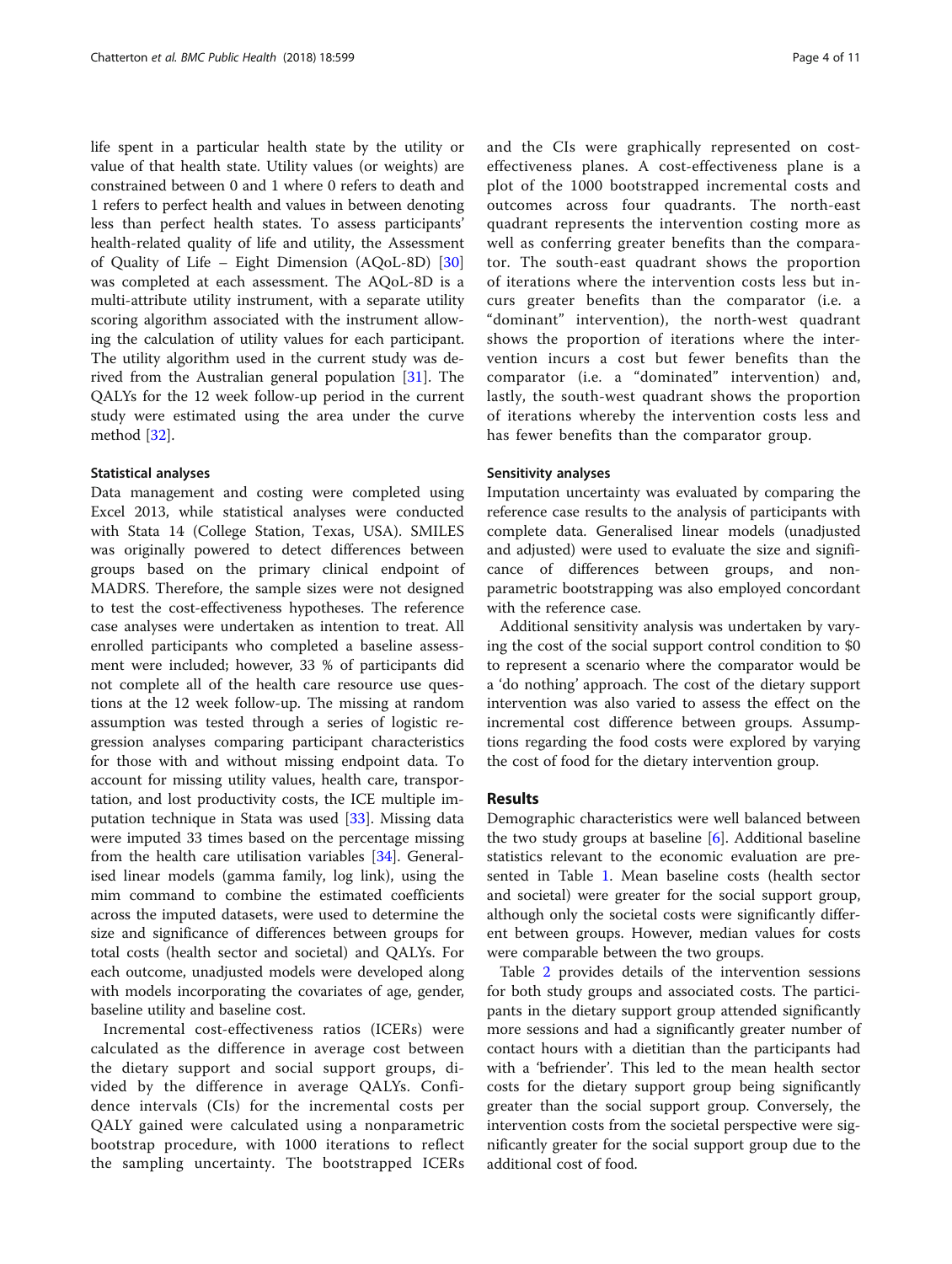life spent in a particular health state by the utility or value of that health state. Utility values (or weights) are constrained between 0 and 1 where 0 refers to death and 1 refers to perfect health and values in between denoting less than perfect health states. To assess participants' health-related quality of life and utility, the Assessment of Quality of Life – Eight Dimension (AQoL-8D) [30] was completed at each assessment. The AQoL-8D is a multi-attribute utility instrument, with a separate utility scoring algorithm associated with the instrument allowing the calculation of utility values for each participant. The utility algorithm used in the current study was derived from the Australian general population [31]. The QALYs for the 12 week follow-up period in the current study were estimated using the area under the curve method [32].

### Statistical analyses

Data management and costing were completed using Excel 2013, while statistical analyses were conducted with Stata 14 (College Station, Texas, USA). SMILES was originally powered to detect differences between groups based on the primary clinical endpoint of MADRS. Therefore, the sample sizes were not designed to test the cost-effectiveness hypotheses. The reference case analyses were undertaken as intention to treat. All enrolled participants who completed a baseline assessment were included; however, 33 % of participants did not complete all of the health care resource use questions at the 12 week follow-up. The missing at random assumption was tested through a series of logistic regression analyses comparing participant characteristics for those with and without missing endpoint data. To account for missing utility values, health care, transportation, and lost productivity costs, the ICE multiple imputation technique in Stata was used [33]. Missing data were imputed 33 times based on the percentage missing from the health care utilisation variables [34]. Generalised linear models (gamma family, log link), using the mim command to combine the estimated coefficients across the imputed datasets, were used to determine the size and significance of differences between groups for total costs (health sector and societal) and QALYs. For each outcome, unadjusted models were developed along with models incorporating the covariates of age, gender, baseline utility and baseline cost.

Incremental cost-effectiveness ratios (ICERs) were calculated as the difference in average cost between the dietary support and social support groups, divided by the difference in average QALYs. Confidence intervals (CIs) for the incremental costs per QALY gained were calculated using a nonparametric bootstrap procedure, with 1000 iterations to reflect the sampling uncertainty. The bootstrapped ICERs and the CIs were graphically represented on cost-effectiveness planes. A cost-effectiveness plane is a plot of the 1000 bootstrapped incremental costs and outcomes across four quadrants. The north-east quadrant represents the intervention costing more as well as conferring greater benefits than the comparator. The south-east quadrant shows the proportion of iterations where the intervention costs less but incurs greater benefits than the comparator (i.e. a "dominant" intervention), the north-west quadrant shows the proportion of iterations where the intervention incurs a cost but fewer benefits than the comparator (i.e. a "dominated" intervention) and, lastly, the south-west quadrant shows the proportion of iterations whereby the intervention costs less and has fewer benefits than the comparator group.

### Sensitivity analyses

Imputation uncertainty was evaluated by comparing the reference case results to the analysis of participants with complete data. Generalised linear models (unadjusted and adjusted) were used to evaluate the size and significance of differences between groups, and non-parametric bootstrapping was also employed concordant with the reference case.

Additional sensitivity analysis was undertaken by varying the cost of the social support control condition to $0 to represent a scenario where the comparator would be a 'do nothing' approach. The cost of the dietary support intervention was also varied to assess the effect on the incremental cost difference between groups. Assumptions regarding the food costs were explored by varying the cost of food for the dietary intervention group.

## Results

Demographic characteristics were well balanced between the two study groups at baseline [6]. Additional baseline statistics relevant to the economic evaluation are presented in Table 1. Mean baseline costs (health sector and societal) were greater for the social support group, although only the societal costs were significantly different between groups. However, median values for costs were comparable between the two groups.

Table 2 provides details of the intervention sessions for both study groups and associated costs. The participants in the dietary support group attended significantly more sessions and had a significantly greater number of contact hours with a dietitian than the participants had with a 'befriender'. This led to the mean health sector costs for the dietary support group being significantly greater than the social support group. Conversely, the intervention costs from the societal perspective were significantly greater for the social support group due to the additional cost of food.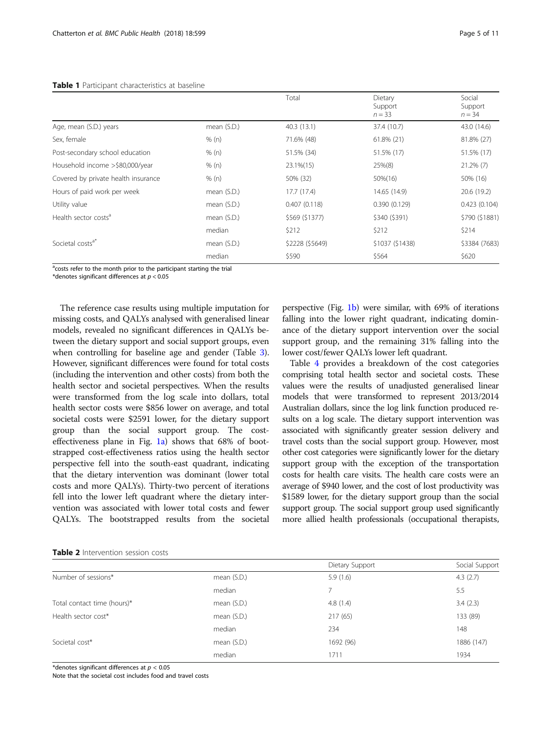**Table 1** Participant characteristics at baseline

| | | Total | Dietary Support $n = 33$ | Social Support $n = 34$ |
|---|---|---|---|---|
| Age, mean (S.D.) years | mean (S.D.) | 40.3 (13.1) | 37.4 (10.7) | 43.0 (14.6) |
| Sex, female | % (n) | 71.6% (48) | 61.8% (21) | 81.8% (27) |
| Post-secondary school education | % (n) | 51.5% (34) | 51.5% (17) | 51.5% (17) |
| Household income >$80,000/year | % (n) | 23.1%(15) | 25%(8) | 21.2% (7) |
| Covered by private health insurance | % (n) | 50% (32) | 50%(16) | 50% (16) |
| Hours of paid work per week | mean (S.D.) | 17.7 (17.4) | 14.65 (14.9) | 20.6 (19.2) |
| Utility value | mean (S.D.) | 0.407 (0.118) | 0.390 (0.129) | 0.423 (0.104) |
| Health sector costs[a] | mean (S.D.) | $569 ($1377) | $340 ($391) | $790 ($1881) |
| | median | $212 | $212 | $214 |
| Societal costs[a*] | mean (S.D.) | $2228 ($5649) | $1037 ($1438) | $3384 (7683) |
| | median | $590 | $564 | $620 |

[a]costs refer to the month prior to the participant starting the trial
*denotes significant differences at $p < 0.05$

The reference case results using multiple imputation for missing costs, and QALYs analysed with generalised linear models, revealed no significant differences in QALYs between the dietary support and social support groups, even when controlling for baseline age and gender (Table 3). However, significant differences were found for total costs (including the intervention and other costs) from both the health sector and societal perspectives. When the results were transformed from the log scale into dollars, total health sector costs were $856 lower on average, and total societal costs were $2591 lower, for the dietary support group than the social support group. The cost-effectiveness plane in Fig. 1a) shows that 68% of bootstrapped cost-effectiveness ratios using the health sector perspective fell into the south-east quadrant, indicating that the dietary intervention was dominant (lower total costs and more QALYs). Thirty-two percent of iterations fell into the lower left quadrant where the dietary intervention was associated with lower total costs and fewer QALYs. The bootstrapped results from the societal perspective (Fig. 1b) were similar, with 69% of iterations falling into the lower right quadrant, indicating dominance of the dietary support intervention over the social support group, and the remaining 31% falling into the lower cost/fewer QALYs lower left quadrant.

Table 4 provides a breakdown of the cost categories comprising total health sector and societal costs. These values were the results of unadjusted generalised linear models that were transformed to represent 2013/2014 Australian dollars, since the log link function produced results on a log scale. The dietary support intervention was associated with significantly greater session delivery and travel costs than the social support group. However, most other cost categories were significantly lower for the dietary support group with the exception of the transportation costs for health care visits. The health care costs were an average of $940 lower, and the cost of lost productivity was $1589 lower, for the dietary support group than the social support group. The social support group used significantly more allied health professionals (occupational therapists,

**Table 2** Intervention session costs

| | | Dietary Support | Social Support |
|---|---|---|---|
| Number of sessions* | mean (S.D.) | 5.9 (1.6) | 4.3 (2.7) |
| | median | 7 | 5.5 |
| Total contact time (hours)* | mean (S.D.) | 4.8 (1.4) | 3.4 (2.3) |
| Health sector cost* | mean (S.D.) | 217 (65) | 133 (89) |
| | median | 234 | 148 |
| Societal cost* | mean (S.D.) | 1692 (96) | 1886 (147) |
| | median | 1711 | 1934 |

*denotes significant differences at $p < 0.05$
Note that the societal cost includes food and travel costs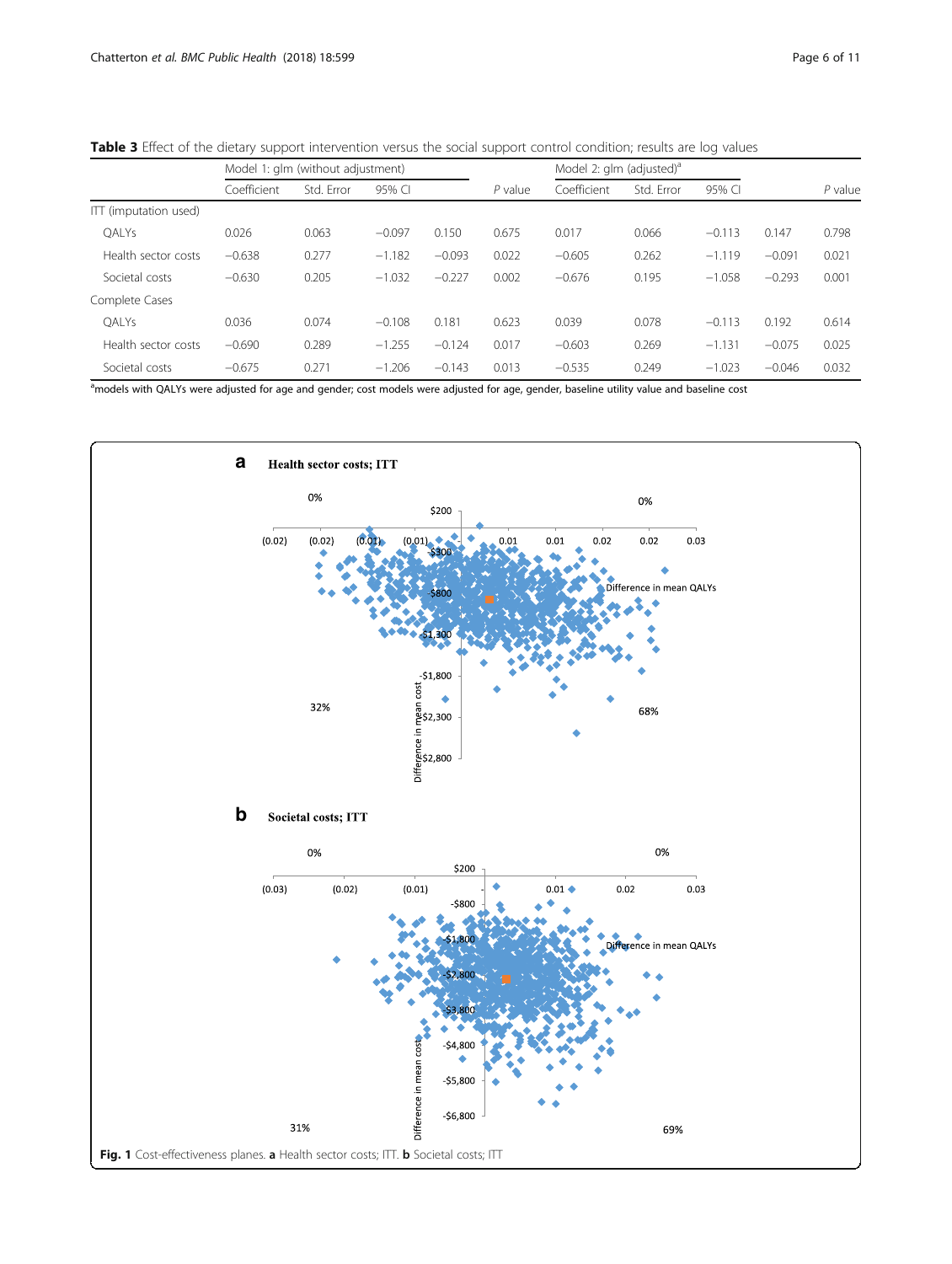**Table 3** Effect of the dietary support intervention versus the social support control condition; results are log values

| | Model 1: glm (without adjustment) | | | | | Model 2: glm (adjusted)[a] | | | | |
|---|---|---|---|---|---|---|---|---|---|---|
| | Coefficient | Std. Error | 95% CI | | *P* value | Coefficient | Std. Error | 95% CI | | *P* value |
| ITT (imputation used) | | | | | | | | | | |
| QALYs | 0.026 | 0.063 | −0.097 | 0.150 | 0.675 | 0.017 | 0.066 | −0.113 | 0.147 | 0.798 |
| Health sector costs | −0.638 | 0.277 | −1.182 | −0.093 | 0.022 | −0.605 | 0.262 | −1.119 | −0.091 | 0.021 |
| Societal costs | −0.630 | 0.205 | −1.032 | −0.227 | 0.002 | −0.676 | 0.195 | −1.058 | −0.293 | 0.001 |
| Complete Cases | | | | | | | | | | |
| QALYs | 0.036 | 0.074 | −0.108 | 0.181 | 0.623 | 0.039 | 0.078 | −0.113 | 0.192 | 0.614 |
| Health sector costs | −0.690 | 0.289 | −1.255 | −0.124 | 0.017 | −0.603 | 0.269 | −1.131 | −0.075 | 0.025 |
| Societal costs | −0.675 | 0.271 | −1.206 | −0.143 | 0.013 | −0.535 | 0.249 | −1.023 | −0.046 | 0.032 |

[a]models with QALYs were adjusted for age and gender; cost models were adjusted for age, gender, baseline utility value and baseline cost

**Fig. 1** Cost-effectiveness planes. **a** Health sector costs; ITT. **b** Societal costs; ITT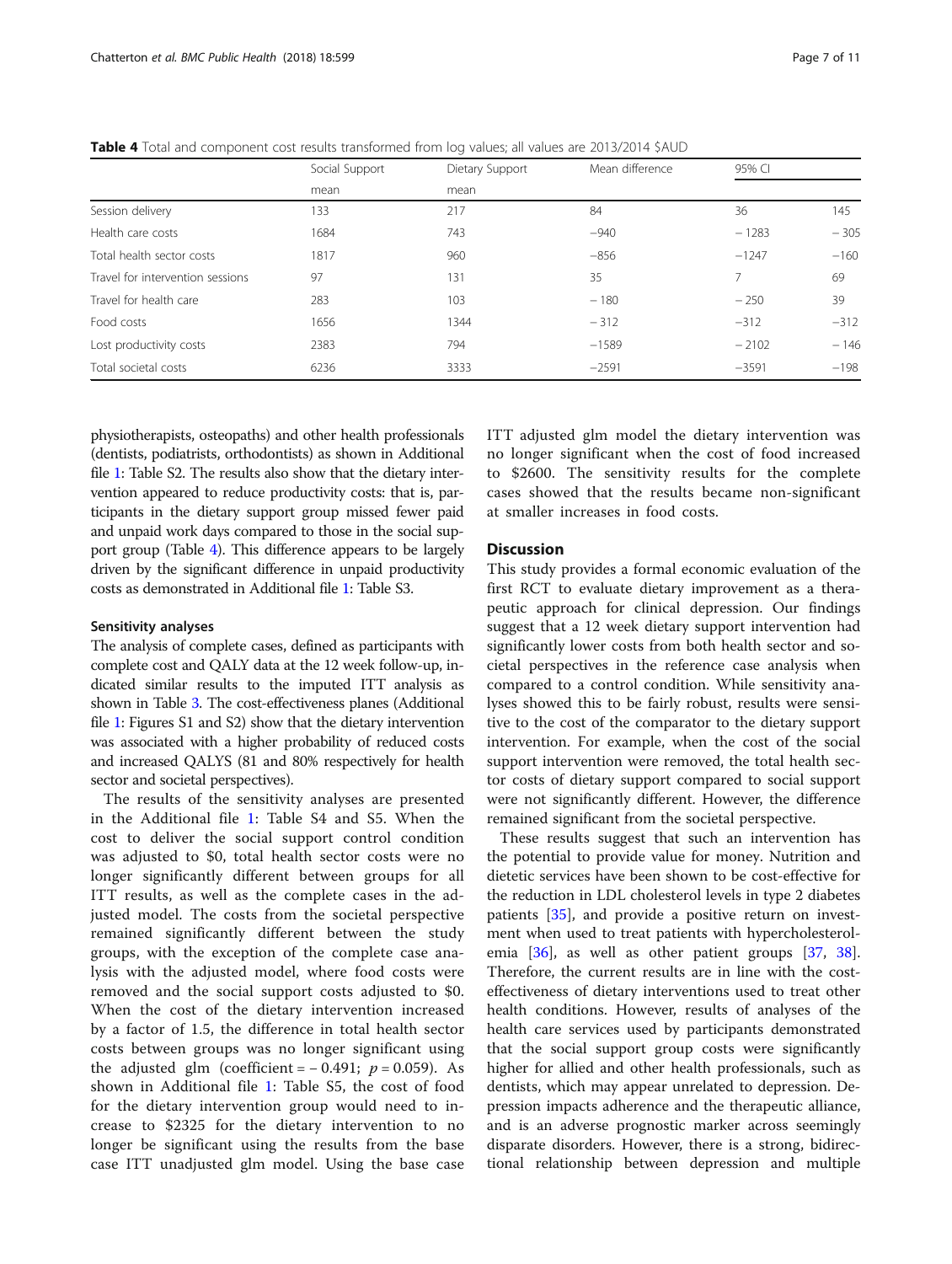**Table 4** Total and component cost results transformed from log values; all values are 2013/2014 $AUD

| | Social Support | Dietary Support | Mean difference | 95% CI | |
|---|---|---|---|---|---|
| | mean | mean | | | |
| Session delivery | 133 | 217 | 84 | 36 | 145 |
| Health care costs | 1684 | 743 | −940 | − 1283 | − 305 |
| Total health sector costs | 1817 | 960 | −856 | −1247 | −160 |
| Travel for intervention sessions | 97 | 131 | 35 | 7 | 69 |
| Travel for health care | 283 | 103 | − 180 | − 250 | 39 |
| Food costs | 1656 | 1344 | − 312 | −312 | −312 |
| Lost productivity costs | 2383 | 794 | −1589 | − 2102 | − 146 |
| Total societal costs | 6236 | 3333 | −2591 | −3591 | −198 |

physiotherapists, osteopaths) and other health professionals (dentists, podiatrists, orthodontists) as shown in Additional file 1: Table S2. The results also show that the dietary intervention appeared to reduce productivity costs: that is, participants in the dietary support group missed fewer paid and unpaid work days compared to those in the social support group (Table 4). This difference appears to be largely driven by the significant difference in unpaid productivity costs as demonstrated in Additional file 1: Table S3.

### Sensitivity analyses

The analysis of complete cases, defined as participants with complete cost and QALY data at the 12 week follow-up, indicated similar results to the imputed ITT analysis as shown in Table 3. The cost-effectiveness planes (Additional file 1: Figures S1 and S2) show that the dietary intervention was associated with a higher probability of reduced costs and increased QALYS (81 and 80% respectively for health sector and societal perspectives).

The results of the sensitivity analyses are presented in the Additional file 1: Table S4 and S5. When the cost to deliver the social support control condition was adjusted to \$0, total health sector costs were no longer significantly different between groups for all ITT results, as well as the complete cases in the adjusted model. The costs from the societal perspective remained significantly different between the study groups, with the exception of the complete case analysis with the adjusted model, where food costs were removed and the social support costs adjusted to \$0. When the cost of the dietary intervention increased by a factor of 1.5, the difference in total health sector costs between groups was no longer significant using the adjusted glm (coefficient = − 0.491; $p = 0.059$). As shown in Additional file 1: Table S5, the cost of food for the dietary intervention group would need to increase to \$2325 for the dietary intervention to no longer be significant using the results from the base case ITT unadjusted glm model. Using the base case ITT adjusted glm model the dietary intervention was no longer significant when the cost of food increased to \$2600. The sensitivity results for the complete cases showed that the results became non-significant at smaller increases in food costs.

## Discussion

This study provides a formal economic evaluation of the first RCT to evaluate dietary improvement as a therapeutic approach for clinical depression. Our findings suggest that a 12 week dietary support intervention had significantly lower costs from both health sector and societal perspectives in the reference case analysis when compared to a control condition. While sensitivity analyses showed this to be fairly robust, results were sensitive to the cost of the comparator to the dietary support intervention. For example, when the cost of the social support intervention were removed, the total health sector costs of dietary support compared to social support were not significantly different. However, the difference remained significant from the societal perspective.

These results suggest that such an intervention has the potential to provide value for money. Nutrition and dietetic services have been shown to be cost-effective for the reduction in LDL cholesterol levels in type 2 diabetes patients [35], and provide a positive return on investment when used to treat patients with hypercholesterolemia [36], as well as other patient groups [37, 38]. Therefore, the current results are in line with the cost-effectiveness of dietary interventions used to treat other health conditions. However, results of analyses of the health care services used by participants demonstrated that the social support group costs were significantly higher for allied and other health professionals, such as dentists, which may appear unrelated to depression. Depression impacts adherence and the therapeutic alliance, and is an adverse prognostic marker across seemingly disparate disorders. However, there is a strong, bidirectional relationship between depression and multiple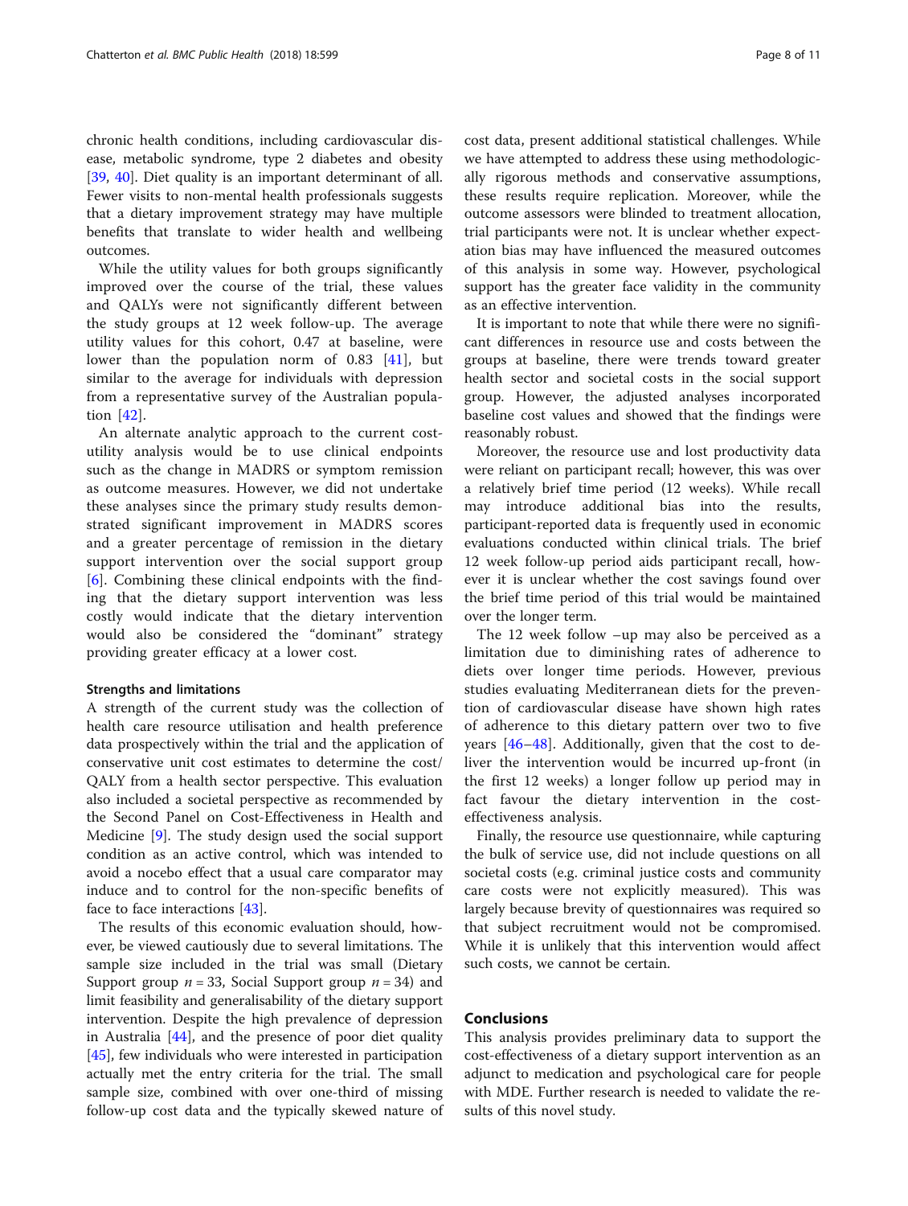chronic health conditions, including cardiovascular disease, metabolic syndrome, type 2 diabetes and obesity [39, 40]. Diet quality is an important determinant of all. Fewer visits to non-mental health professionals suggests that a dietary improvement strategy may have multiple benefits that translate to wider health and wellbeing outcomes.

While the utility values for both groups significantly improved over the course of the trial, these values and QALYs were not significantly different between the study groups at 12 week follow-up. The average utility values for this cohort, 0.47 at baseline, were lower than the population norm of 0.83 [41], but similar to the average for individuals with depression from a representative survey of the Australian population [42].

An alternate analytic approach to the current cost-utility analysis would be to use clinical endpoints such as the change in MADRS or symptom remission as outcome measures. However, we did not undertake these analyses since the primary study results demonstrated significant improvement in MADRS scores and a greater percentage of remission in the dietary support intervention over the social support group [6]. Combining these clinical endpoints with the finding that the dietary support intervention was less costly would indicate that the dietary intervention would also be considered the "dominant" strategy providing greater efficacy at a lower cost.

### Strengths and limitations

A strength of the current study was the collection of health care resource utilisation and health preference data prospectively within the trial and the application of conservative unit cost estimates to determine the cost/QALY from a health sector perspective. This evaluation also included a societal perspective as recommended by the Second Panel on Cost-Effectiveness in Health and Medicine [9]. The study design used the social support condition as an active control, which was intended to avoid a nocebo effect that a usual care comparator may induce and to control for the non-specific benefits of face to face interactions [43].

The results of this economic evaluation should, however, be viewed cautiously due to several limitations. The sample size included in the trial was small (Dietary Support group $n = 33$, Social Support group $n = 34$) and limit feasibility and generalisability of the dietary support intervention. Despite the high prevalence of depression in Australia [44], and the presence of poor diet quality [45], few individuals who were interested in participation actually met the entry criteria for the trial. The small sample size, combined with over one-third of missing follow-up cost data and the typically skewed nature of cost data, present additional statistical challenges. While we have attempted to address these using methodologically rigorous methods and conservative assumptions, these results require replication. Moreover, while the outcome assessors were blinded to treatment allocation, trial participants were not. It is unclear whether expectation bias may have influenced the measured outcomes of this analysis in some way. However, psychological support has the greater face validity in the community as an effective intervention.

It is important to note that while there were no significant differences in resource use and costs between the groups at baseline, there were trends toward greater health sector and societal costs in the social support group. However, the adjusted analyses incorporated baseline cost values and showed that the findings were reasonably robust.

Moreover, the resource use and lost productivity data were reliant on participant recall; however, this was over a relatively brief time period (12 weeks). While recall may introduce additional bias into the results, participant-reported data is frequently used in economic evaluations conducted within clinical trials. The brief 12 week follow-up period aids participant recall, however it is unclear whether the cost savings found over the brief time period of this trial would be maintained over the longer term.

The 12 week follow –up may also be perceived as a limitation due to diminishing rates of adherence to diets over longer time periods. However, previous studies evaluating Mediterranean diets for the prevention of cardiovascular disease have shown high rates of adherence to this dietary pattern over two to five years [46–48]. Additionally, given that the cost to deliver the intervention would be incurred up-front (in the first 12 weeks) a longer follow up period may in fact favour the dietary intervention in the cost-effectiveness analysis.

Finally, the resource use questionnaire, while capturing the bulk of service use, did not include questions on all societal costs (e.g. criminal justice costs and community care costs were not explicitly measured). This was largely because brevity of questionnaires was required so that subject recruitment would not be compromised. While it is unlikely that this intervention would affect such costs, we cannot be certain.

## Conclusions

This analysis provides preliminary data to support the cost-effectiveness of a dietary support intervention as an adjunct to medication and psychological care for people with MDE. Further research is needed to validate the results of this novel study.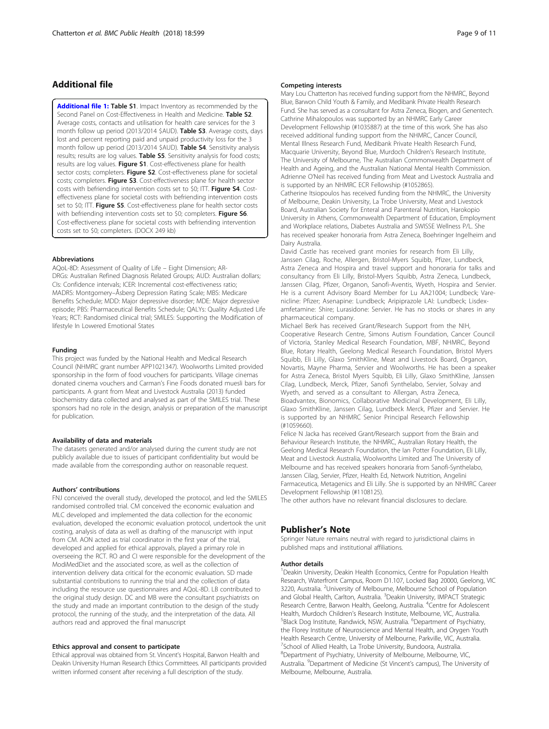## Additional file

**Additional file 1: Table S1**. Impact Inventory as recommended by the Second Panel on Cost-Effectiveness in Health and Medicine. **Table S2**. Average costs, contacts and utilisation for health care services for the 3 month follow up period (2013/2014 $AUD). **Table S3**. Average costs, days lost and percent reporting paid and unpaid productivity loss for the 3 month follow up period (2013/2014 $AUD). **Table S4**. Sensitivity analysis results; results are log values. **Table S5**. Sensitivity analysis for food costs; results are log values. **Figure S1**. Cost-effectiveness plane for health sector costs; completers. **Figure S2**. Cost-effectiveness plane for societal costs; completers. **Figure S3**. Cost-effectiveness plane for health sector costs with befriending intervention costs set to $0; ITT. **Figure S4**. Cost-effectiveness plane for societal costs with befriending intervention costs set to $0; ITT. **Figure S5**. Cost-effectiveness plane for health sector costs with befriending intervention costs set to $0; completers. **Figure S6**. Cost-effectiveness plane for societal costs with befriending intervention costs set to $0; completers. (DOCX 249 kb)

#### Abbreviations

AQoL-8D: Assessment of Quality of Life – Eight Dimension; AR-DRGs: Australian Refined Diagnosis Related Groups; AUD: Australian dollars; CIs: Confidence intervals; ICER: Incremental cost-effectiveness ratio; MADRS: Montgomery–Åsberg Depression Rating Scale; MBS: Medicare Benefits Schedule; MDD: Major depressive disorder; MDE: Major depressive episode; PBS: Pharmaceutical Benefits Schedule; QALYs: Quality Adjusted Life Years; RCT: Randomised clinical trial; SMILES: Supporting the Modification of lifestyle In Lowered Emotional States

#### Funding

This project was funded by the National Health and Medical Research Council (NHMRC grant number APP1021347). Woolworths Limited provided sponsorship in the form of food vouchers for participants. Village cinemas donated cinema vouchers and Carman's Fine Foods donated muesli bars for participants. A grant from Meat and Livestock Australia (2013) funded biochemistry data collected and analysed as part of the SMILES trial. These sponsors had no role in the design, analysis or preparation of the manuscript for publication.

#### Availability of data and materials

The datasets generated and/or analysed during the current study are not publicly available due to issues of participant confidentiality but would be made available from the corresponding author on reasonable request.

#### Authors' contributions

FNJ conceived the overall study, developed the protocol, and led the SMILES randomised controlled trial. CM conceived the economic evaluation and MLC developed and implemented the data collection for the economic evaluation, developed the economic evaluation protocol, undertook the unit costing, analysis of data as well as drafting of the manuscript with input from CM. AON acted as trial coordinator in the first year of the trial, developed and applied for ethical approvals, played a primary role in overseeing the RCT. RO and CI were responsible for the development of the ModiMedDiet and the associated score, as well as the collection of intervention delivery data critical for the economic evaluation. SD made substantial contributions to running the trial and the collection of data including the resource use questionnaires and AQoL-8D. LB contributed to the original study design. DC and MB were the consultant psychiatrists on the study and made an important contribution to the design of the study protocol, the running of the study, and the interpretation of the data. All authors read and approved the final manuscript

#### Ethics approval and consent to participate

Ethical approval was obtained from St. Vincent's Hospital, Barwon Health and Deakin University Human Research Ethics Committees. All participants provided written informed consent after receiving a full description of the study.

#### Competing interests

Mary Lou Chatterton has received funding support from the NHMRC, Beyond Blue, Barwon Child Youth & Family, and Medibank Private Health Research Fund. She has served as a consultant for Astra Zeneca, Biogen, and Genentech. Cathrine Mihalopoulos was supported by an NHMRC Early Career Development Fellowship (#1035887) at the time of this work. She has also received additional funding support from the NHMRC, Cancer Council, Mental Illness Research Fund, Medibank Private Health Research Fund, Macquarie University, Beyond Blue, Murdoch Children's Research Institute, The University of Melbourne, The Australian Commonwealth Department of Health and Ageing, and the Australian National Mental Health Commission. Adrienne O'Neil has received funding from Meat and Livestock Australia and is supported by an NHMRC ECR Fellowship (#1052865).

Catherine Itsiopoulos has received funding from the NHMRC, the University of Melbourne, Deakin University, La Trobe University, Meat and Livestock Board, Australian Society for Enteral and Parenteral Nutrition, Harokopio University in Athens, Commonwealth Department of Education, Employment and Workplace relations, Diabetes Australia and SWISSE Wellness P/L. She has received speaker honoraria from Astra Zeneca, Boehringer Ingelheim and Dairy Australia.

David Castle has received grant monies for research from Eli Lilly, Janssen Cilag, Roche, Allergen, Bristol-Myers Squibb, Pfizer, Lundbeck, Astra Zeneca and Hospira and travel support and honoraria for talks and consultancy from Eli Lilly, Bristol-Myers Squibb, Astra Zeneca, Lundbeck, Janssen Cilag, Pfizer, Organon, Sanofi-Aventis, Wyeth, Hospira and Servier. He is a current Advisory Board Member for Lu AA21004; Lundbeck; Varenicline: Pfizer; Asenapine: Lundbeck; Aripiprazole LAI: Lundbeck; Lisdexamfetamine: Shire; Lurasidone: Servier. He has no stocks or shares in any pharmaceutical company.

Michael Berk has received Grant/Research Support from the NIH, Cooperative Research Centre, Simons Autism Foundation, Cancer Council of Victoria, Stanley Medical Research Foundation, MBF, NHMRC, Beyond Blue, Rotary Health, Geelong Medical Research Foundation, Bristol Myers Squibb, Eli Lilly, Glaxo SmithKline, Meat and Livestock Board, Organon, Novartis, Mayne Pharma, Servier and Woolworths. He has been a speaker for Astra Zeneca, Bristol Myers Squibb, Eli Lilly, Glaxo SmithKline, Janssen Cilag, Lundbeck, Merck, Pfizer, Sanofi Synthelabo, Servier, Solvay and Wyeth, and served as a consultant to Allergan, Astra Zeneca, Bioadvantex, Bionomics, Collaborative Medicinal Development, Eli Lilly, Glaxo SmithKline, Janssen Cilag, Lundbeck Merck, Pfizer and Servier. He is supported by an NHMRC Senior Principal Research Fellowship (#1059660).

Felice N Jacka has received Grant/Research support from the Brain and Behaviour Research Institute, the NHMRC, Australian Rotary Health, the Geelong Medical Research Foundation, the Ian Potter Foundation, Eli Lilly, Meat and Livestock Australia, Woolworths Limited and The University of Melbourne and has received speakers honoraria from Sanofi-Synthelabo, Janssen Cilag, Servier, Pfizer, Health Ed, Network Nutrition, Angelini Farmaceutica, Metagenics and Eli Lilly. She is supported by an NHMRC Career Development Fellowship (#1108125).

The other authors have no relevant financial disclosures to declare.

## Publisher's Note

Springer Nature remains neutral with regard to jurisdictional claims in published maps and institutional affiliations.

#### Author details

[1]Deakin University, Deakin Health Economics, Centre for Population Health Research, Waterfront Campus, Room D1.107, Locked Bag 20000, Geelong, VIC 3220, Australia. [2]University of Melbourne, Melbourne School of Population and Global Health, Carlton, Australia. [3]Deakin University, IMPACT Strategic Research Centre, Barwon Health, Geelong, Australia. [4]Centre for Adolescent Health, Murdoch Children's Research Institute, Melbourne, VIC, Australia. [5]Black Dog Institute, Randwick, NSW, Australia. [6]Department of Psychiatry, the Florey Institute of Neuroscience and Mental Health, and Orygen Youth Health Research Centre, University of Melbourne, Parkville, VIC, Australia. [7]School of Allied Health, La Trobe University, Bundoora, Australia. [8]Department of Psychiatry, University of Melbourne, Melbourne, VIC, Australia. [9]Department of Medicine (St Vincent's campus), The University of Melbourne, Melbourne, Australia.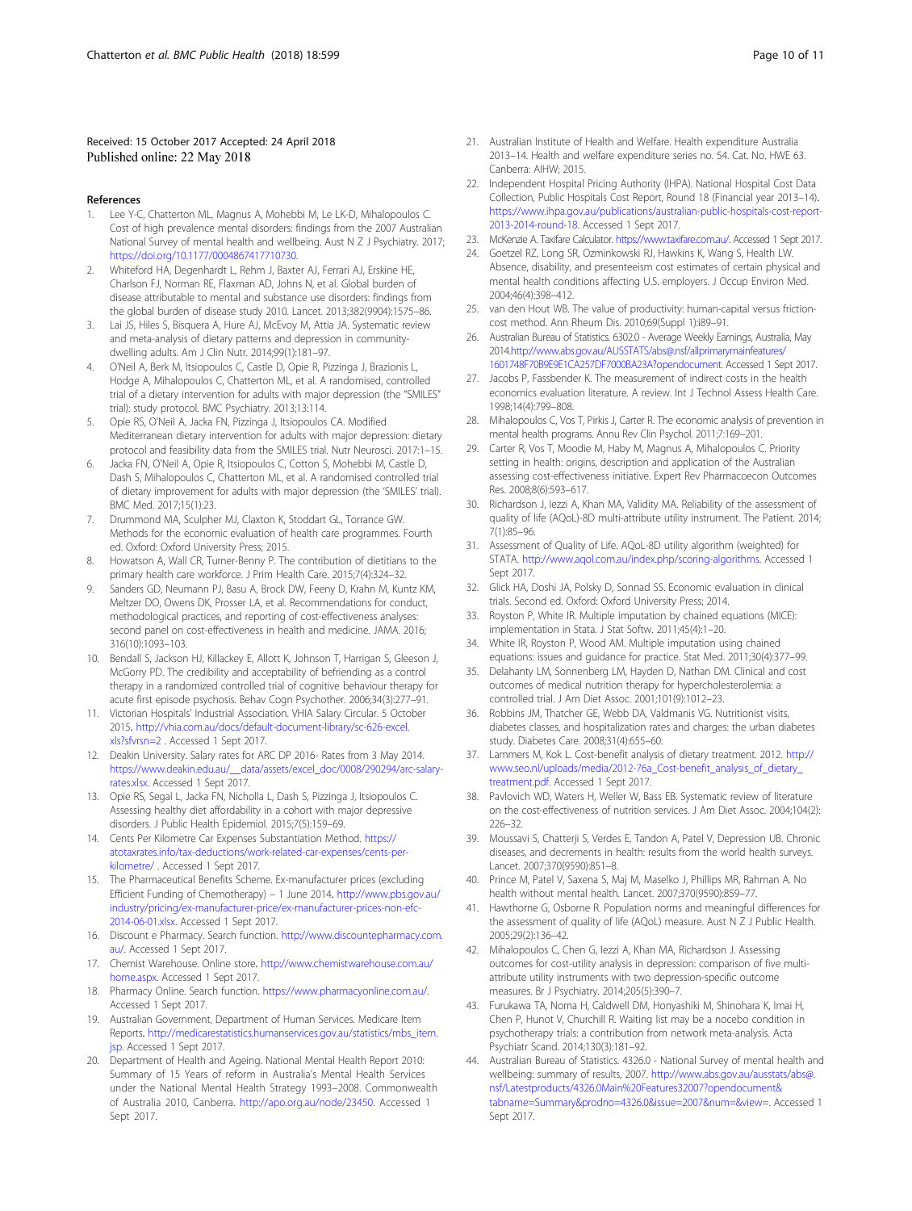Received: 15 October 2017 Accepted: 24 April 2018
Published online: 22 May 2018

## References

1. Lee Y-C, Chatterton ML, Magnus A, Mohebbi M, Le LK-D, Mihalopoulos C. Cost of high prevalence mental disorders: findings from the 2007 Australian National Survey of mental health and wellbeing. Aust N Z J Psychiatry. 2017; https://doi.org/10.1177/0004867417710730.
2. Whiteford HA, Degenhardt L, Rehm J, Baxter AJ, Ferrari AJ, Erskine HE, Charlson FJ, Norman RE, Flaxman AD, Johns N, et al. Global burden of disease attributable to mental and substance use disorders: findings from the global burden of disease study 2010. Lancet. 2013;382(9904):1575–86.
3. Lai JS, Hiles S, Bisquera A, Hure AJ, McEvoy M, Attia JA. Systematic review and meta-analysis of dietary patterns and depression in community-dwelling adults. Am J Clin Nutr. 2014;99(1):181–97.
4. O'Neil A, Berk M, Itsiopoulos C, Castle D, Opie R, Pizzinga J, Brazionis L, Hodge A, Mihalopoulos C, Chatterton ML, et al. A randomised, controlled trial of a dietary intervention for adults with major depression (the "SMILES" trial): study protocol. BMC Psychiatry. 2013;13:114.
5. Opie RS, O'Neil A, Jacka FN, Pizzinga J, Itsiopoulos CA. Modified Mediterranean dietary intervention for adults with major depression: dietary protocol and feasibility data from the SMILES trial. Nutr Neurosci. 2017:1–15.
6. Jacka FN, O'Neil A, Opie R, Itsiopoulos C, Cotton S, Mohebbi M, Castle D, Dash S, Mihalopoulos C, Chatterton ML, et al. A randomised controlled trial of dietary improvement for adults with major depression (the 'SMILES' trial). BMC Med. 2017;15(1):23.
7. Drummond MA, Sculpher MJ, Claxton K, Stoddart GL, Torrance GW. Methods for the economic evaluation of health care programmes. Fourth ed. Oxford: Oxford University Press; 2015.
8. Howatson A, Wall CR, Turner-Benny P. The contribution of dietitians to the primary health care workforce. J Prim Health Care. 2015;7(4):324–32.
9. Sanders GD, Neumann PJ, Basu A, Brock DW, Feeny D, Krahn M, Kuntz KM, Meltzer DO, Owens DK, Prosser LA, et al. Recommendations for conduct, methodological practices, and reporting of cost-effectiveness analyses: second panel on cost-effectiveness in health and medicine. JAMA. 2016; 316(10):1093–103.
10. Bendall S, Jackson HJ, Killackey E, Allott K, Johnson T, Harrigan S, Gleeson J, McGorry PD. The credibility and acceptability of befriending as a control therapy in a randomized controlled trial of cognitive behaviour therapy for acute first episode psychosis. Behav Cogn Psychother. 2006;34(3):277–91.
11. Victorian Hospitals' Industrial Association. VHIA Salary Circular. 5 October 2015. http://vhia.com.au/docs/default-document-library/sc-626-excel.xls?sfvrsn=2 . Accessed 1 Sept 2017.
12. Deakin University. Salary rates for ARC DP 2016- Rates from 3 May 2014. https://www.deakin.edu.au/__data/assets/excel_doc/0008/290294/arc-salary-rates.xlsx. Accessed 1 Sept 2017.
13. Opie RS, Segal L, Jacka FN, Nicholla L, Dash S, Pizzinga J, Itsiopoulos C. Assessing healthy diet affordability in a cohort with major depressive disorders. J Public Health Epidemiol. 2015;7(5):159–69.
14. Cents Per Kilometre Car Expenses Substantiation Method. https://atotaxrates.info/tax-deductions/work-related-car-expenses/cents-per-kilometre/ . Accessed 1 Sept 2017.
15. The Pharmaceutical Benefits Scheme. Ex-manufacturer prices (excluding Efficient Funding of Chemotherapy) – 1 June 2014. http://www.pbs.gov.au/industry/pricing/ex-manufacturer-price/ex-manufacturer-prices-non-efc-2014-06-01.xlsx. Accessed 1 Sept 2017.
16. Discount e Pharmacy. Search function. http://www.discountepharmacy.com.au/. Accessed 1 Sept 2017.
17. Chemist Warehouse. Online store. http://www.chemistwarehouse.com.au/home.aspx. Accessed 1 Sept 2017.
18. Pharmacy Online. Search function. https://www.pharmacyonline.com.au/. Accessed 1 Sept 2017.
19. Australian Government, Department of Human Services. Medicare Item Reports. http://medicarestatistics.humanservices.gov.au/statistics/mbs_item.jsp. Accessed 1 Sept 2017.
20. Department of Health and Ageing. National Mental Health Report 2010: Summary of 15 Years of reform in Australia's Mental Health Services under the National Mental Health Strategy 1993–2008. Commonwealth of Australia 2010, Canberra. http://apo.org.au/node/23450. Accessed 1 Sept 2017.
21. Australian Institute of Health and Welfare. Health expenditure Australia 2013–14. Health and welfare expenditure series no. 54. Cat. No. HWE 63. Canberra: AIHW; 2015.
22. Independent Hospital Pricing Authority (IHPA). National Hospital Cost Data Collection, Public Hospitals Cost Report, Round 18 (Financial year 2013–14). https://www.ihpa.gov.au/publications/australian-public-hospitals-cost-report-2013-2014-round-18. Accessed 1 Sept 2017.
23. McKenzie A. Taxifare Calculator. https://www.taxifare.com.au/. Accessed 1 Sept 2017.
24. Goetzel RZ, Long SR, Ozminkowski RJ, Hawkins K, Wang S, Health LW. Absence, disability, and presenteeism cost estimates of certain physical and mental health conditions affecting U.S. employers. J Occup Environ Med. 2004;46(4):398–412.
25. van den Hout WB. The value of productivity: human-capital versus friction-cost method. Ann Rheum Dis. 2010;69(Suppl 1):i89–91.
26. Australian Bureau of Statistics. 6302.0 - Average Weekly Earnings, Australia, May 2014.http://www.abs.gov.au/AUSSTATS/abs@.nsf/allprimarymainfeatures/1601748F70B9E9E1CA257DF7000BA23A?opendocument. Accessed 1 Sept 2017.
27. Jacobs P, Fassbender K. The measurement of indirect costs in the health economics evaluation literature. A review. Int J Technol Assess Health Care. 1998;14(4):799–808.
28. Mihalopoulos C, Vos T, Pirkis J, Carter R. The economic analysis of prevention in mental health programs. Annu Rev Clin Psychol. 2011;7:169–201.
29. Carter R, Vos T, Moodie M, Haby M, Magnus A, Mihalopoulos C. Priority setting in health: origins, description and application of the Australian assessing cost-effectiveness initiative. Expert Rev Pharmacoecon Outcomes Res. 2008;8(6):593–617.
30. Richardson J, Iezzi A, Khan MA, Validity MA. Reliability of the assessment of quality of life (AQoL)-8D multi-attribute utility instrument. The Patient. 2014; 7(1):85–96.
31. Assessment of Quality of Life. AQoL-8D utility algorithm (weighted) for STATA. http://www.aqol.com.au/index.php/scoring-algorithms. Accessed 1 Sept 2017.
32. Glick HA, Doshi JA, Polsky D, Sonnad SS. Economic evaluation in clinical trials. Second ed. Oxford: Oxford University Press; 2014.
33. Royston P, White IR. Multiple imputation by chained equations (MICE): implementation in Stata. J Stat Softw. 2011;45(4):1–20.
34. White IR, Royston P, Wood AM. Multiple imputation using chained equations: issues and guidance for practice. Stat Med. 2011;30(4):377–99.
35. Delahanty LM, Sonnenberg LM, Hayden D, Nathan DM. Clinical and cost outcomes of medical nutrition therapy for hypercholesterolemia: a controlled trial. J Am Diet Assoc. 2001;101(9):1012–23.
36. Robbins JM, Thatcher GE, Webb DA, Valdmanis VG. Nutritionist visits, diabetes classes, and hospitalization rates and charges: the urban diabetes study. Diabetes Care. 2008;31(4):655–60.
37. Lammers M, Kok L. Cost-benefit analysis of dietary treatment. 2012. http://www.seo.nl/uploads/media/2012-76a_Cost-benefit_analysis_of_dietary_treatment.pdf. Accessed 1 Sept 2017.
38. Pavlovich WD, Waters H, Weller W, Bass EB. Systematic review of literature on the cost-effectiveness of nutrition services. J Am Diet Assoc. 2004;104(2): 226–32.
39. Moussavi S, Chatterji S, Verdes E, Tandon A, Patel V, Depression UB. Chronic diseases, and decrements in health: results from the world health surveys. Lancet. 2007;370(9590):851–8.
40. Prince M, Patel V, Saxena S, Maj M, Maselko J, Phillips MR, Rahman A. No health without mental health. Lancet. 2007;370(9590):859–77.
41. Hawthorne G, Osborne R. Population norms and meaningful differences for the assessment of quality of life (AQoL) measure. Aust N Z J Public Health. 2005;29(2):136–42.
42. Mihalopoulos C, Chen G, Iezzi A, Khan MA, Richardson J. Assessing outcomes for cost-utility analysis in depression: comparison of five multi-attribute utility instruments with two depression-specific outcome measures. Br J Psychiatry. 2014;205(5):390–7.
43. Furukawa TA, Noma H, Caldwell DM, Honyashiki M, Shinohara K, Imai H, Chen P, Hunot V, Churchill R. Waiting list may be a nocebo condition in psychotherapy trials: a contribution from network meta-analysis. Acta Psychiatr Scand. 2014;130(3):181–92.
44. Australian Bureau of Statistics. 4326.0 - National Survey of mental health and wellbeing: summary of results, 2007. http://www.abs.gov.au/ausstats/abs@.nsf/Latestproducts/4326.0Main%20Features32007?opendocument&tabname=Summary&prodno=4326.0&issue=2007&num=&view=. Accessed 1 Sept 2017.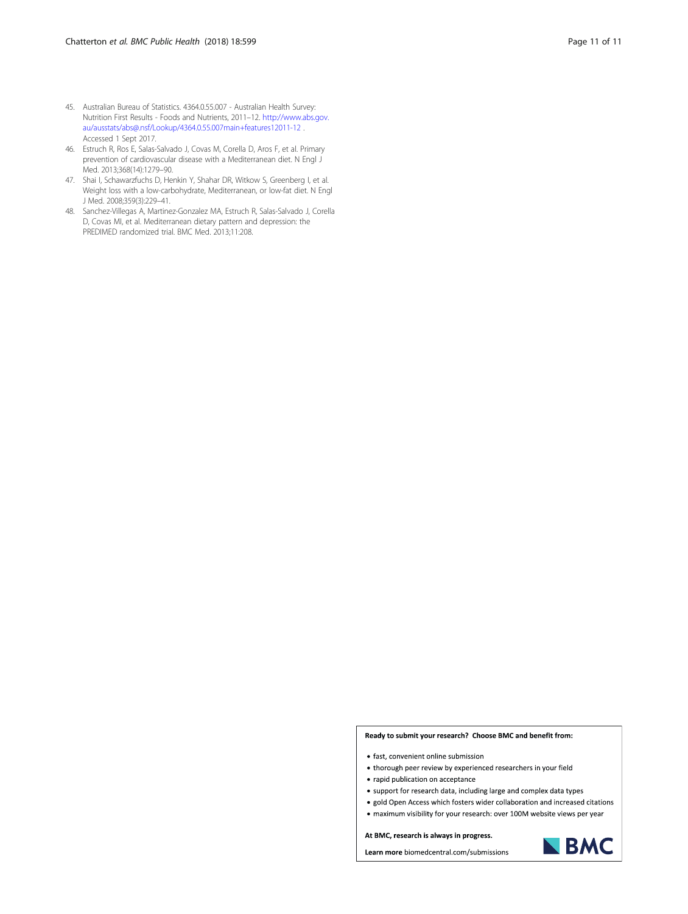45. Australian Bureau of Statistics. 4364.0.55.007 - Australian Health Survey: Nutrition First Results - Foods and Nutrients, 2011–12. http://www.abs.gov.au/ausstats/abs@.nsf/Lookup/4364.0.55.007main+features12011-12 . Accessed 1 Sept 2017.
46. Estruch R, Ros E, Salas-Salvado J, Covas M, Corella D, Aros F, et al. Primary prevention of cardiovascular disease with a Mediterranean diet. N Engl J Med. 2013;368(14):1279–90.
47. Shai I, Schawarzfuchs D, Henkin Y, Shahar DR, Witkow S, Greenberg I, et al. Weight loss with a low-carbohydrate, Mediterranean, or low-fat diet. N Engl J Med. 2008;359(3):229–41.
48. Sanchez-Villegas A, Martinez-Gonzalez MA, Estruch R, Salas-Salvado J, Corella D, Covas MI, et al. Mediterranean dietary pattern and depression: the PREDIMED randomized trial. BMC Med. 2013;11:208.

**Ready to submit your research? Choose BMC and benefit from:**

- fast, convenient online submission
- thorough peer review by experienced researchers in your field
- rapid publication on acceptance
- support for research data, including large and complex data types
- gold Open Access which fosters wider collaboration and increased citations
- maximum visibility for your research: over 100M website views per year

**At BMC, research is always in progress.**

**Learn more** biomedcentral.com/submissions

BMC